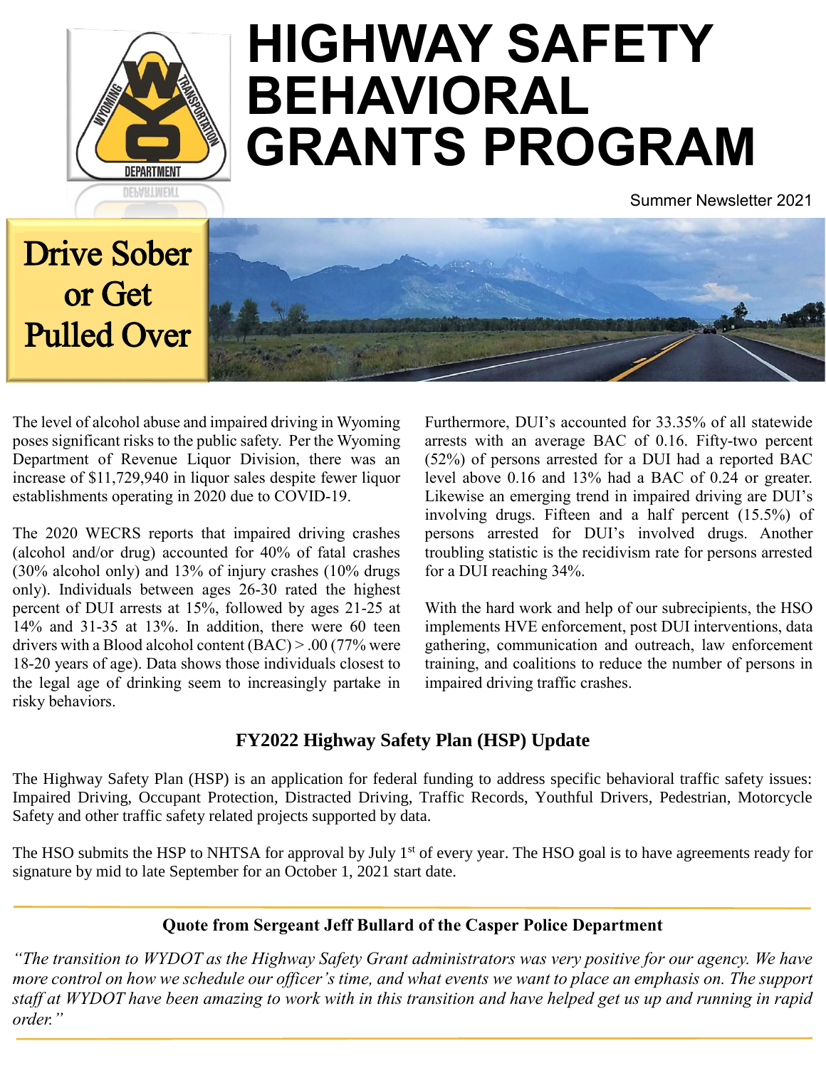# HIGHWAY SAFETY BEHAVIORAL GRANTS PROGRAM

Summer Newsletter 2021

## Drive Sober or Get Pulled Over

The level of alcohol abuse and impaired driving in Wyoming poses significant risks to the public safety. Per the Wyoming Department of Revenue Liquor Division, there was an increase of $11,729,940 in liquor sales despite fewer liquor establishments operating in 2020 due to COVID-19.

The 2020 WECRS reports that impaired driving crashes (alcohol and/or drug) accounted for 40% of fatal crashes (30% alcohol only) and 13% of injury crashes (10% drugs only). Individuals between ages 26-30 rated the highest percent of DUI arrests at 15%, followed by ages 21-25 at 14% and 31-35 at 13%. In addition, there were 60 teen drivers with a Blood alcohol content (BAC) > .00 (77% were 18-20 years of age). Data shows those individuals closest to the legal age of drinking seem to increasingly partake in risky behaviors.

Furthermore, DUI's accounted for 33.35% of all statewide arrests with an average BAC of 0.16. Fifty-two percent (52%) of persons arrested for a DUI had a reported BAC level above 0.16 and 13% had a BAC of 0.24 or greater. Likewise an emerging trend in impaired driving are DUI's involving drugs. Fifteen and a half percent (15.5%) of persons arrested for DUI's involved drugs. Another troubling statistic is the recidivism rate for persons arrested for a DUI reaching 34%.

With the hard work and help of our subrecipients, the HSO implements HVE enforcement, post DUI interventions, data gathering, communication and outreach, law enforcement training, and coalitions to reduce the number of persons in impaired driving traffic crashes.

### FY2022 Highway Safety Plan (HSP) Update

The Highway Safety Plan (HSP) is an application for federal funding to address specific behavioral traffic safety issues: Impaired Driving, Occupant Protection, Distracted Driving, Traffic Records, Youthful Drivers, Pedestrian, Motorcycle Safety and other traffic safety related projects supported by data.

The HSO submits the HSP to NHTSA for approval by July 1st of every year. The HSO goal is to have agreements ready for signature by mid to late September for an October 1, 2021 start date.

---

### Quote from Sergeant Jeff Bullard of the Casper Police Department

*"The transition to WYDOT as the Highway Safety Grant administrators was very positive for our agency. We have more control on how we schedule our officer's time, and what events we want to place an emphasis on. The support staff at WYDOT have been amazing to work with in this transition and have helped get us up and running in rapid order."*

---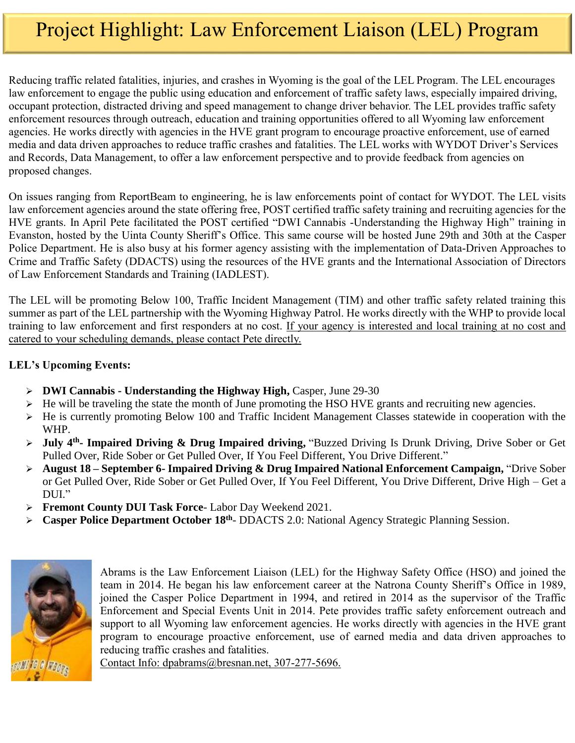# Project Highlight: Law Enforcement Liaison (LEL) Program

Reducing traffic related fatalities, injuries, and crashes in Wyoming is the goal of the LEL Program. The LEL encourages law enforcement to engage the public using education and enforcement of traffic safety laws, especially impaired driving, occupant protection, distracted driving and speed management to change driver behavior. The LEL provides traffic safety enforcement resources through outreach, education and training opportunities offered to all Wyoming law enforcement agencies. He works directly with agencies in the HVE grant program to encourage proactive enforcement, use of earned media and data driven approaches to reduce traffic crashes and fatalities. The LEL works with WYDOT Driver's Services and Records, Data Management, to offer a law enforcement perspective and to provide feedback from agencies on proposed changes.

On issues ranging from ReportBeam to engineering, he is law enforcements point of contact for WYDOT. The LEL visits law enforcement agencies around the state offering free, POST certified traffic safety training and recruiting agencies for the HVE grants. In April Pete facilitated the POST certified "DWI Cannabis -Understanding the Highway High" training in Evanston, hosted by the Uinta County Sheriff's Office. This same course will be hosted June 29th and 30th at the Casper Police Department. He is also busy at his former agency assisting with the implementation of Data-Driven Approaches to Crime and Traffic Safety (DDACTS) using the resources of the HVE grants and the International Association of Directors of Law Enforcement Standards and Training (IADLEST).

The LEL will be promoting Below 100, Traffic Incident Management (TIM) and other traffic safety related training this summer as part of the LEL partnership with the Wyoming Highway Patrol. He works directly with the WHP to provide local training to law enforcement and first responders at no cost. If your agency is interested and local training at no cost and catered to your scheduling demands, please contact Pete directly.

**LEL's Upcoming Events:**

- **DWI Cannabis - Understanding the Highway High,** Casper, June 29-30
- He will be traveling the state the month of June promoting the HSO HVE grants and recruiting new agencies.
- He is currently promoting Below 100 and Traffic Incident Management Classes statewide in cooperation with the WHP.
- **July 4th- Impaired Driving & Drug Impaired driving,** "Buzzed Driving Is Drunk Driving, Drive Sober or Get Pulled Over, Ride Sober or Get Pulled Over, If You Feel Different, You Drive Different."
- **August 18 – September 6- Impaired Driving & Drug Impaired National Enforcement Campaign,** "Drive Sober or Get Pulled Over, Ride Sober or Get Pulled Over, If You Feel Different, You Drive Different, Drive High – Get a DUI."
- **Fremont County DUI Task Force**- Labor Day Weekend 2021.
- **Casper Police Department October 18th**- DDACTS 2.0: National Agency Strategic Planning Session.

Abrams is the Law Enforcement Liaison (LEL) for the Highway Safety Office (HSO) and joined the team in 2014. He began his law enforcement career at the Natrona County Sheriff's Office in 1989, joined the Casper Police Department in 1994, and retired in 2014 as the supervisor of the Traffic Enforcement and Special Events Unit in 2014. Pete provides traffic safety enforcement outreach and support to all Wyoming law enforcement agencies. He works directly with agencies in the HVE grant program to encourage proactive enforcement, use of earned media and data driven approaches to reducing traffic crashes and fatalities.

Contact Info: dpabrams@bresnan.net, 307-277-5696.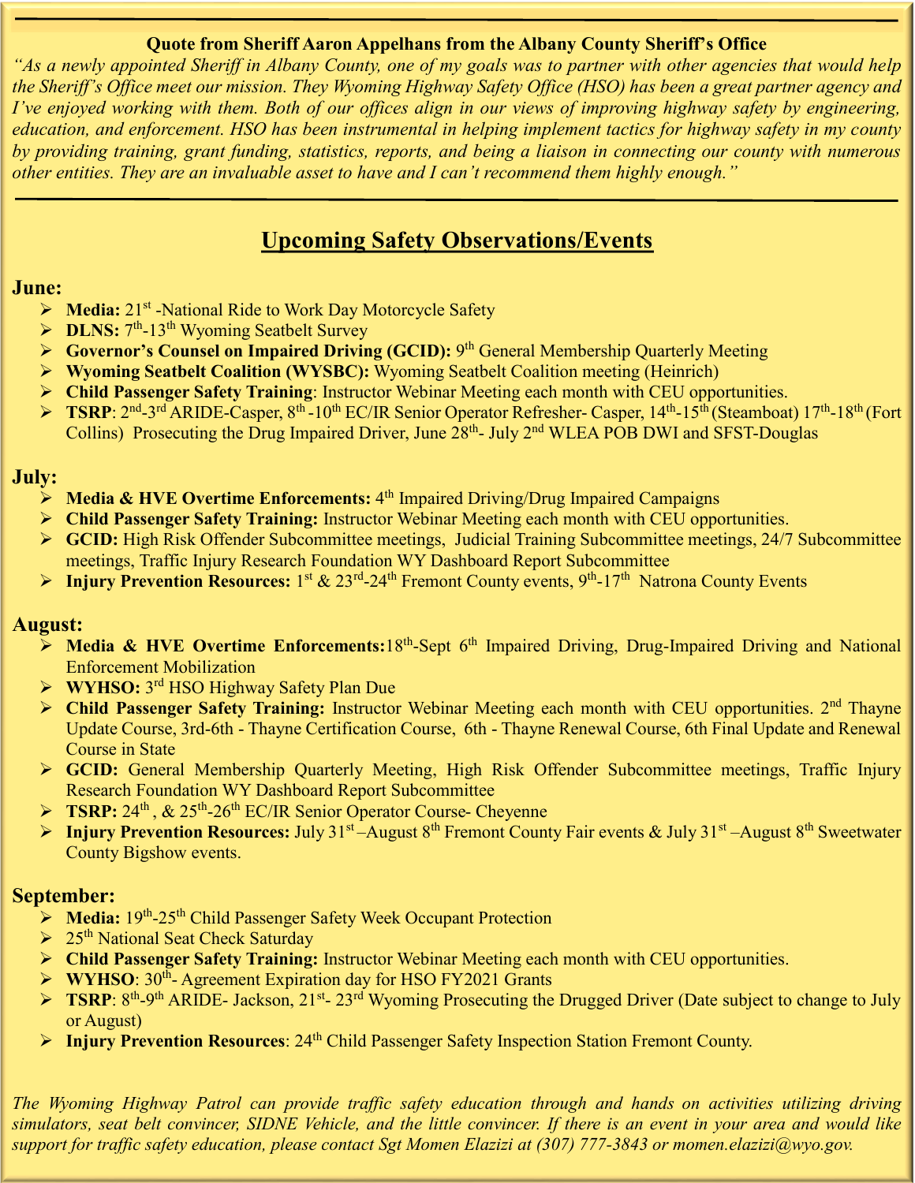**Quote from Sheriff Aaron Appelhans from the Albany County Sheriff's Office**

*"As a newly appointed Sheriff in Albany County, one of my goals was to partner with other agencies that would help the Sheriff's Office meet our mission. They Wyoming Highway Safety Office (HSO) has been a great partner agency and I've enjoyed working with them. Both of our offices align in our views of improving highway safety by engineering, education, and enforcement. HSO has been instrumental in helping implement tactics for highway safety in my county by providing training, grant funding, statistics, reports, and being a liaison in connecting our county with numerous other entities. They are an invaluable asset to have and I can't recommend them highly enough."*

---

## Upcoming Safety Observations/Events

### June:

- **Media:** 21st -National Ride to Work Day Motorcycle Safety
- **DLNS:** 7th-13th Wyoming Seatbelt Survey
- **Governor's Counsel on Impaired Driving (GCID):** 9th General Membership Quarterly Meeting
- **Wyoming Seatbelt Coalition (WYSBC):** Wyoming Seatbelt Coalition meeting (Heinrich)
- **Child Passenger Safety Training**: Instructor Webinar Meeting each month with CEU opportunities.
- **TSRP**: 2nd-3rd ARIDE-Casper, 8th -10th EC/IR Senior Operator Refresher- Casper, 14th-15th (Steamboat) 17th-18th (Fort Collins) Prosecuting the Drug Impaired Driver, June 28th- July 2nd WLEA POB DWI and SFST-Douglas

### July:

- **Media & HVE Overtime Enforcements:** 4th Impaired Driving/Drug Impaired Campaigns
- **Child Passenger Safety Training:** Instructor Webinar Meeting each month with CEU opportunities.
- **GCID:** High Risk Offender Subcommittee meetings, Judicial Training Subcommittee meetings, 24/7 Subcommittee meetings, Traffic Injury Research Foundation WY Dashboard Report Subcommittee
- **Injury Prevention Resources:** 1st & 23rd-24th Fremont County events, 9th-17th Natrona County Events

### August:

- **Media & HVE Overtime Enforcements:** 18th-Sept 6th Impaired Driving, Drug-Impaired Driving and National Enforcement Mobilization
- **WYHSO:** 3rd HSO Highway Safety Plan Due
- **Child Passenger Safety Training:** Instructor Webinar Meeting each month with CEU opportunities. 2nd Thayne Update Course, 3rd-6th - Thayne Certification Course, 6th - Thayne Renewal Course, 6th Final Update and Renewal Course in State
- **GCID:** General Membership Quarterly Meeting, High Risk Offender Subcommittee meetings, Traffic Injury Research Foundation WY Dashboard Report Subcommittee
- **TSRP:** 24th , & 25th-26th EC/IR Senior Operator Course- Cheyenne
- **Injury Prevention Resources:** July 31st –August 8th Fremont County Fair events & July 31st –August 8th Sweetwater County Bigshow events.

### September:

- **Media:** 19th-25th Child Passenger Safety Week Occupant Protection
- 25th National Seat Check Saturday
- **Child Passenger Safety Training:** Instructor Webinar Meeting each month with CEU opportunities.
- **WYHSO**: 30th- Agreement Expiration day for HSO FY2021 Grants
- **TSRP**: 8th-9th ARIDE- Jackson, 21st- 23rd Wyoming Prosecuting the Drugged Driver (Date subject to change to July or August)
- **Injury Prevention Resources**: 24th Child Passenger Safety Inspection Station Fremont County.

*The Wyoming Highway Patrol can provide traffic safety education through and hands on activities utilizing driving simulators, seat belt convincer, SIDNE Vehicle, and the little convincer. If there is an event in your area and would like support for traffic safety education, please contact Sgt Momen Elazizi at (307) 777-3843 or momen.elazizi@wyo.gov.*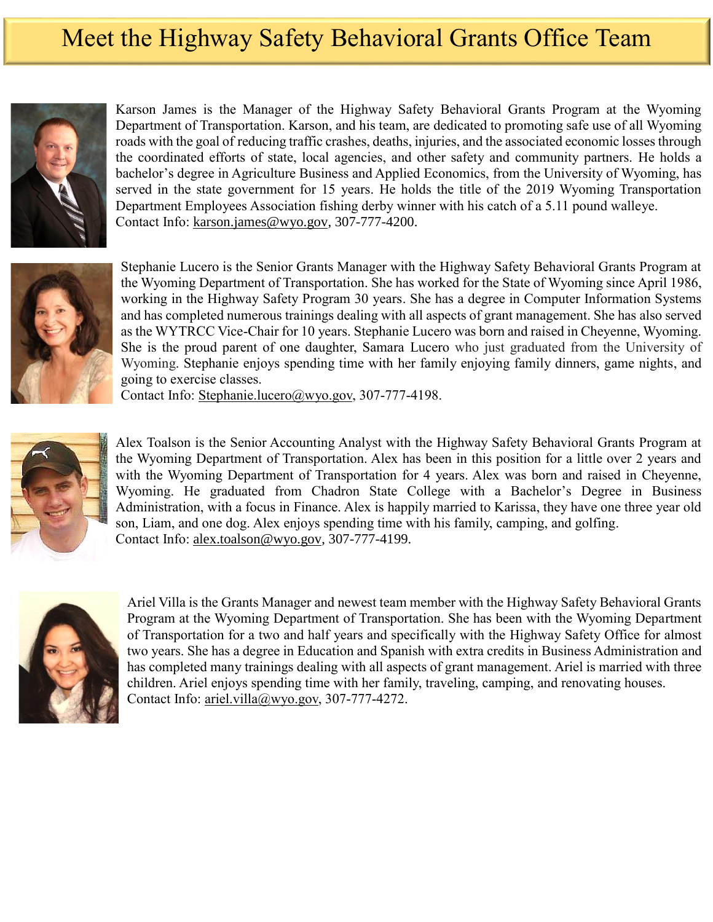# Meet the Highway Safety Behavioral Grants Office Team

Karson James is the Manager of the Highway Safety Behavioral Grants Program at the Wyoming Department of Transportation. Karson, and his team, are dedicated to promoting safe use of all Wyoming roads with the goal of reducing traffic crashes, deaths, injuries, and the associated economic losses through the coordinated efforts of state, local agencies, and other safety and community partners. He holds a bachelor's degree in Agriculture Business and Applied Economics, from the University of Wyoming, has served in the state government for 15 years. He holds the title of the 2019 Wyoming Transportation Department Employees Association fishing derby winner with his catch of a 5.11 pound walleye.
Contact Info: karson.james@wyo.gov, 307-777-4200.

Stephanie Lucero is the Senior Grants Manager with the Highway Safety Behavioral Grants Program at the Wyoming Department of Transportation. She has worked for the State of Wyoming since April 1986, working in the Highway Safety Program 30 years. She has a degree in Computer Information Systems and has completed numerous trainings dealing with all aspects of grant management. She has also served as the WYTRCC Vice-Chair for 10 years. Stephanie Lucero was born and raised in Cheyenne, Wyoming. She is the proud parent of one daughter, Samara Lucero who just graduated from the University of Wyoming. Stephanie enjoys spending time with her family enjoying family dinners, game nights, and going to exercise classes.
Contact Info: Stephanie.lucero@wyo.gov, 307-777-4198.

Alex Toalson is the Senior Accounting Analyst with the Highway Safety Behavioral Grants Program at the Wyoming Department of Transportation. Alex has been in this position for a little over 2 years and with the Wyoming Department of Transportation for 4 years. Alex was born and raised in Cheyenne, Wyoming. He graduated from Chadron State College with a Bachelor's Degree in Business Administration, with a focus in Finance. Alex is happily married to Karissa, they have one three year old son, Liam, and one dog. Alex enjoys spending time with his family, camping, and golfing.
Contact Info: alex.toalson@wyo.gov, 307-777-4199.

Ariel Villa is the Grants Manager and newest team member with the Highway Safety Behavioral Grants Program at the Wyoming Department of Transportation. She has been with the Wyoming Department of Transportation for a two and half years and specifically with the Highway Safety Office for almost two years. She has a degree in Education and Spanish with extra credits in Business Administration and has completed many trainings dealing with all aspects of grant management. Ariel is married with three children. Ariel enjoys spending time with her family, traveling, camping, and renovating houses.
Contact Info: ariel.villa@wyo.gov, 307-777-4272.